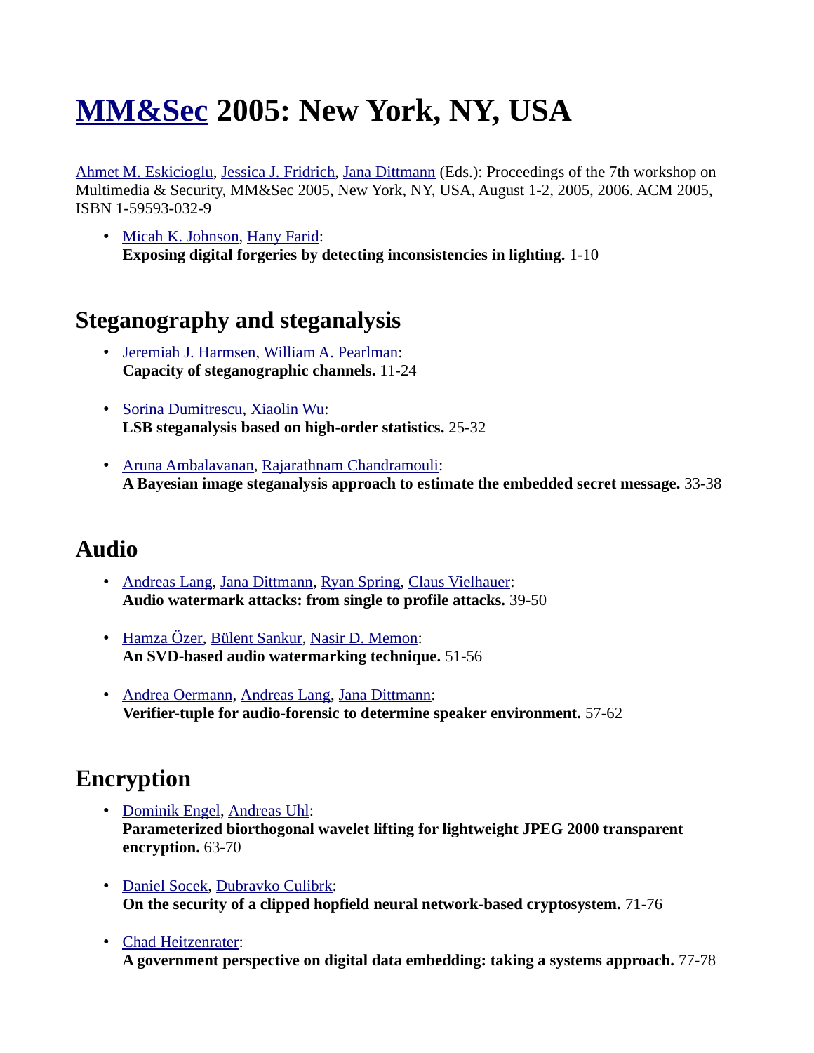# [MM&Sec](#) 2005: New York, NY, USA

[Ahmet M. Eskicioglu](#), [Jessica J. Fridrich](#), [Jana Dittmann](#) (Eds.): Proceedings of the 7th workshop on Multimedia & Security, MM&Sec 2005, New York, NY, USA, August 1-2, 2005, 2006. ACM 2005, ISBN 1-59593-032-9

- [Micah K. Johnson](#), [Hany Farid](#):
  **Exposing digital forgeries by detecting inconsistencies in lighting.** 1-10

## Steganography and steganalysis

- [Jeremiah J. Harmsen](#), [William A. Pearlman](#):
  **Capacity of steganographic channels.** 11-24

- [Sorina Dumitrescu](#), [Xiaolin Wu](#):
  **LSB steganalysis based on high-order statistics.** 25-32

- [Aruna Ambalavanan](#), [Rajarathnam Chandramouli](#):
  **A Bayesian image steganalysis approach to estimate the embedded secret message.** 33-38

## Audio

- [Andreas Lang](#), [Jana Dittmann](#), [Ryan Spring](#), [Claus Vielhauer](#):
  **Audio watermark attacks: from single to profile attacks.** 39-50

- [Hamza Özer](#), [Bülent Sankur](#), [Nasir D. Memon](#):
  **An SVD-based audio watermarking technique.** 51-56

- [Andrea Oermann](#), [Andreas Lang](#), [Jana Dittmann](#):
  **Verifier-tuple for audio-forensic to determine speaker environment.** 57-62

## Encryption

- [Dominik Engel](#), [Andreas Uhl](#):
  **Parameterized biorthogonal wavelet lifting for lightweight JPEG 2000 transparent encryption.** 63-70

- [Daniel Socek](#), [Dubravko Culibrk](#):
  **On the security of a clipped hopfield neural network-based cryptosystem.** 71-76

- [Chad Heitzenrater](#):
  **A government perspective on digital data embedding: taking a systems approach.** 77-78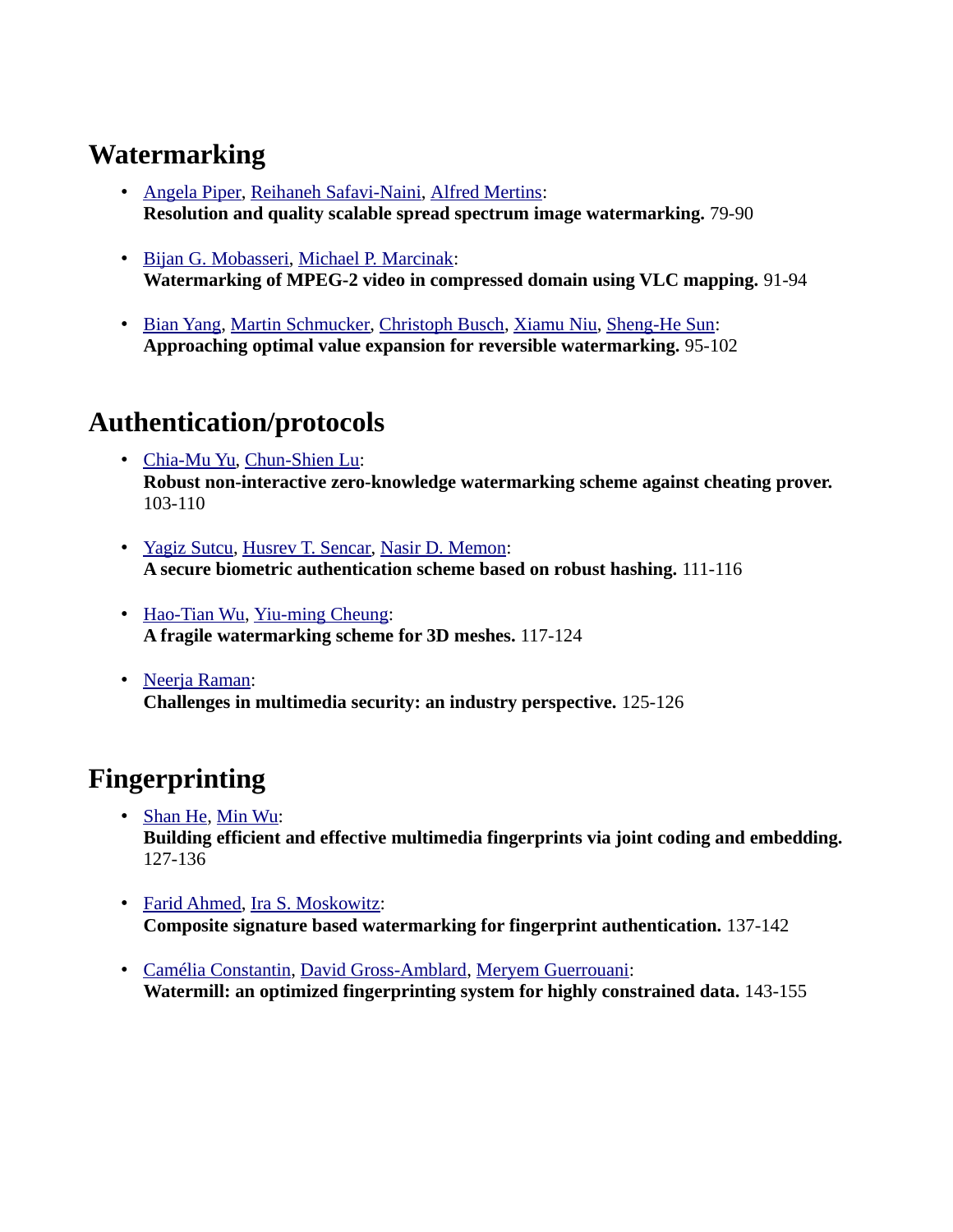## Watermarking

- Angela Piper, Reihaneh Safavi-Naini, Alfred Mertins:
  **Resolution and quality scalable spread spectrum image watermarking.** 79-90

- Bijan G. Mobasseri, Michael P. Marcinak:
  **Watermarking of MPEG-2 video in compressed domain using VLC mapping.** 91-94

- Bian Yang, Martin Schmucker, Christoph Busch, Xiamu Niu, Sheng-He Sun:
  **Approaching optimal value expansion for reversible watermarking.** 95-102

## Authentication/protocols

- Chia-Mu Yu, Chun-Shien Lu:
  **Robust non-interactive zero-knowledge watermarking scheme against cheating prover.** 103-110

- Yagiz Sutcu, Husrev T. Sencar, Nasir D. Memon:
  **A secure biometric authentication scheme based on robust hashing.** 111-116

- Hao-Tian Wu, Yiu-ming Cheung:
  **A fragile watermarking scheme for 3D meshes.** 117-124

- Neerja Raman:
  **Challenges in multimedia security: an industry perspective.** 125-126

## Fingerprinting

- Shan He, Min Wu:
  **Building efficient and effective multimedia fingerprints via joint coding and embedding.** 127-136

- Farid Ahmed, Ira S. Moskowitz:
  **Composite signature based watermarking for fingerprint authentication.** 137-142

- Camélia Constantin, David Gross-Amblard, Meryem Guerrouani:
  **Watermill: an optimized fingerprinting system for highly constrained data.** 143-155